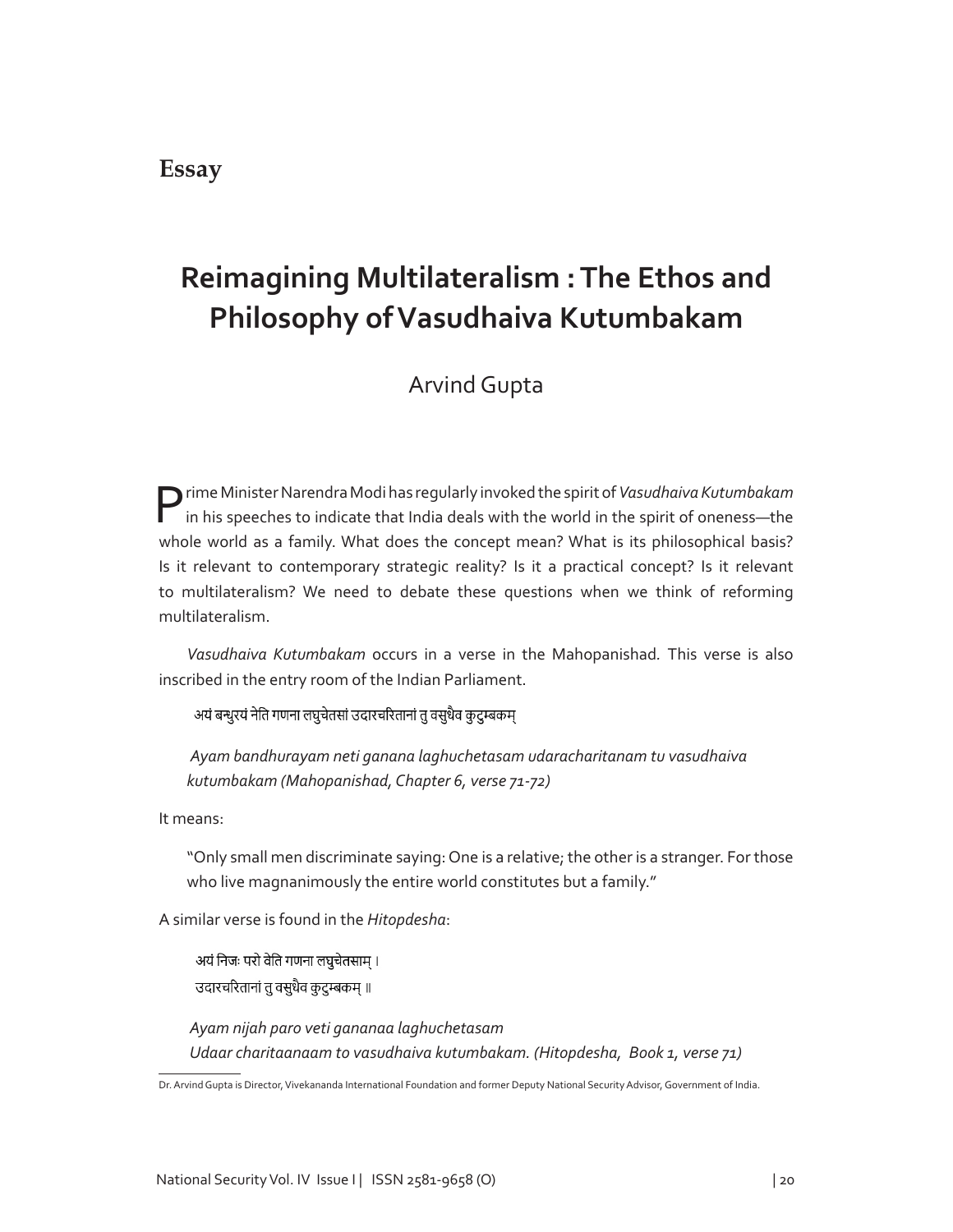**Essay**

# Reimagining Multilateralism : The Ethos and Philosophy of Vasudhaiva Kutumbakam

Arvind Gupta

Prime Minister Narendra Modi has regularly invoked the spirit of *Vasudhaiva Kutumbakam* in his speeches to indicate that India deals with the world in the spirit of oneness—the whole world as a family. What does the concept mean? What is its philosophical basis? Is it relevant to contemporary strategic reality? Is it a practical concept? Is it relevant to multilateralism? We need to debate these questions when we think of reforming multilateralism.

*Vasudhaiva Kutumbakam* occurs in a verse in the Mahopanishad. This verse is also inscribed in the entry room of the Indian Parliament.

> अयं बन्धुरयं नेति गणना लघुचेतसां उदारचरितानां तु वसुधैव कुटुम्बकम्
>
> *Ayam bandhurayam neti ganana laghuchetasam udaracharitanam tu vasudhaiva kutumbakam (Mahopanishad, Chapter 6, verse 71-72)*

It means:

> "Only small men discriminate saying: One is a relative; the other is a stranger. For those who live magnanimously the entire world constitutes but a family."

A similar verse is found in the *Hitopdesha*:

> अयं निजः परो वेति गणना लघुचेतसाम् ।
> उदारचरितानां तु वसुधैव कुटुम्बकम् ॥
>
> *Ayam nijah paro veti gananaa laghuchetasam*
> *Udaar charitaanaam to vasudhaiva kutumbakam. (Hitopdesha, Book 1, verse 71)*

---

Dr. Arvind Gupta is Director, Vivekananda International Foundation and former Deputy National Security Advisor, Government of India.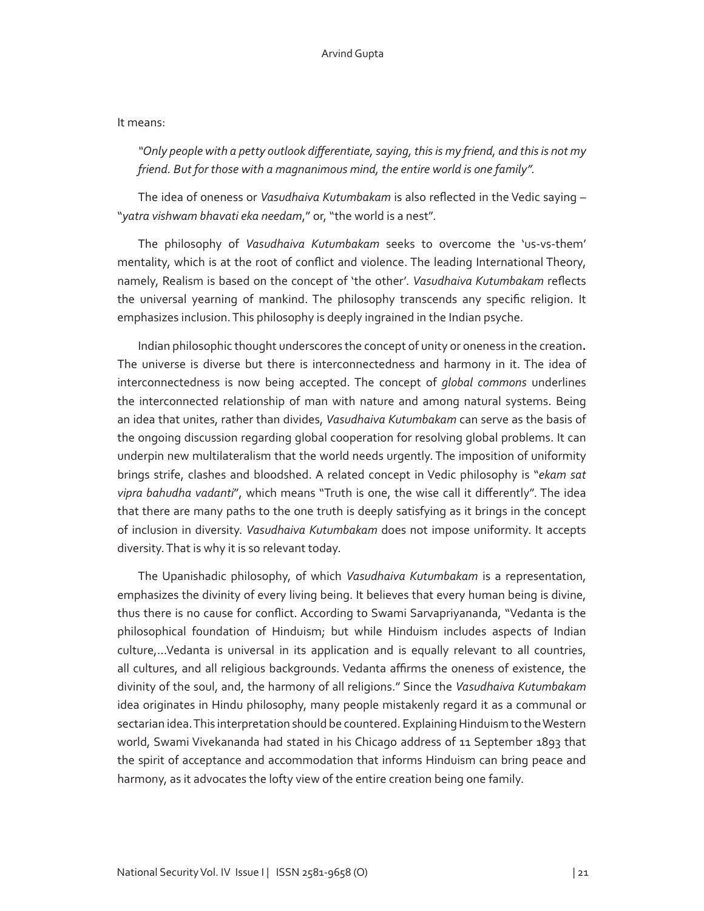It means:

> *"Only people with a petty outlook differentiate, saying, this is my friend, and this is not my friend. But for those with a magnanimous mind, the entire world is one family".*

The idea of oneness or *Vasudhaiva Kutumbakam* is also reflected in the Vedic saying – "*yatra vishwam bhavati eka needam*," or, "the world is a nest".

The philosophy of *Vasudhaiva Kutumbakam* seeks to overcome the 'us-vs-them' mentality, which is at the root of conflict and violence. The leading International Theory, namely, Realism is based on the concept of 'the other'. *Vasudhaiva Kutumbakam* reflects the universal yearning of mankind. The philosophy transcends any specific religion. It emphasizes inclusion. This philosophy is deeply ingrained in the Indian psyche.

Indian philosophic thought underscores the concept of unity or oneness in the creation**.** The universe is diverse but there is interconnectedness and harmony in it. The idea of interconnectedness is now being accepted. The concept of *global commons* underlines the interconnected relationship of man with nature and among natural systems. Being an idea that unites, rather than divides, *Vasudhaiva Kutumbakam* can serve as the basis of the ongoing discussion regarding global cooperation for resolving global problems. It can underpin new multilateralism that the world needs urgently. The imposition of uniformity brings strife, clashes and bloodshed. A related concept in Vedic philosophy is "*ekam sat vipra bahudha vadanti*", which means "Truth is one, the wise call it differently". The idea that there are many paths to the one truth is deeply satisfying as it brings in the concept of inclusion in diversity. *Vasudhaiva Kutumbakam* does not impose uniformity. It accepts diversity. That is why it is so relevant today.

The Upanishadic philosophy, of which *Vasudhaiva Kutumbakam* is a representation, emphasizes the divinity of every living being. It believes that every human being is divine, thus there is no cause for conflict. According to Swami Sarvapriyananda, "Vedanta is the philosophical foundation of Hinduism; but while Hinduism includes aspects of Indian culture,…Vedanta is universal in its application and is equally relevant to all countries, all cultures, and all religious backgrounds. Vedanta affirms the oneness of existence, the divinity of the soul, and, the harmony of all religions." Since the *Vasudhaiva Kutumbakam* idea originates in Hindu philosophy, many people mistakenly regard it as a communal or sectarian idea. This interpretation should be countered. Explaining Hinduism to the Western world, Swami Vivekananda had stated in his Chicago address of 11 September 1893 that the spirit of acceptance and accommodation that informs Hinduism can bring peace and harmony, as it advocates the lofty view of the entire creation being one family.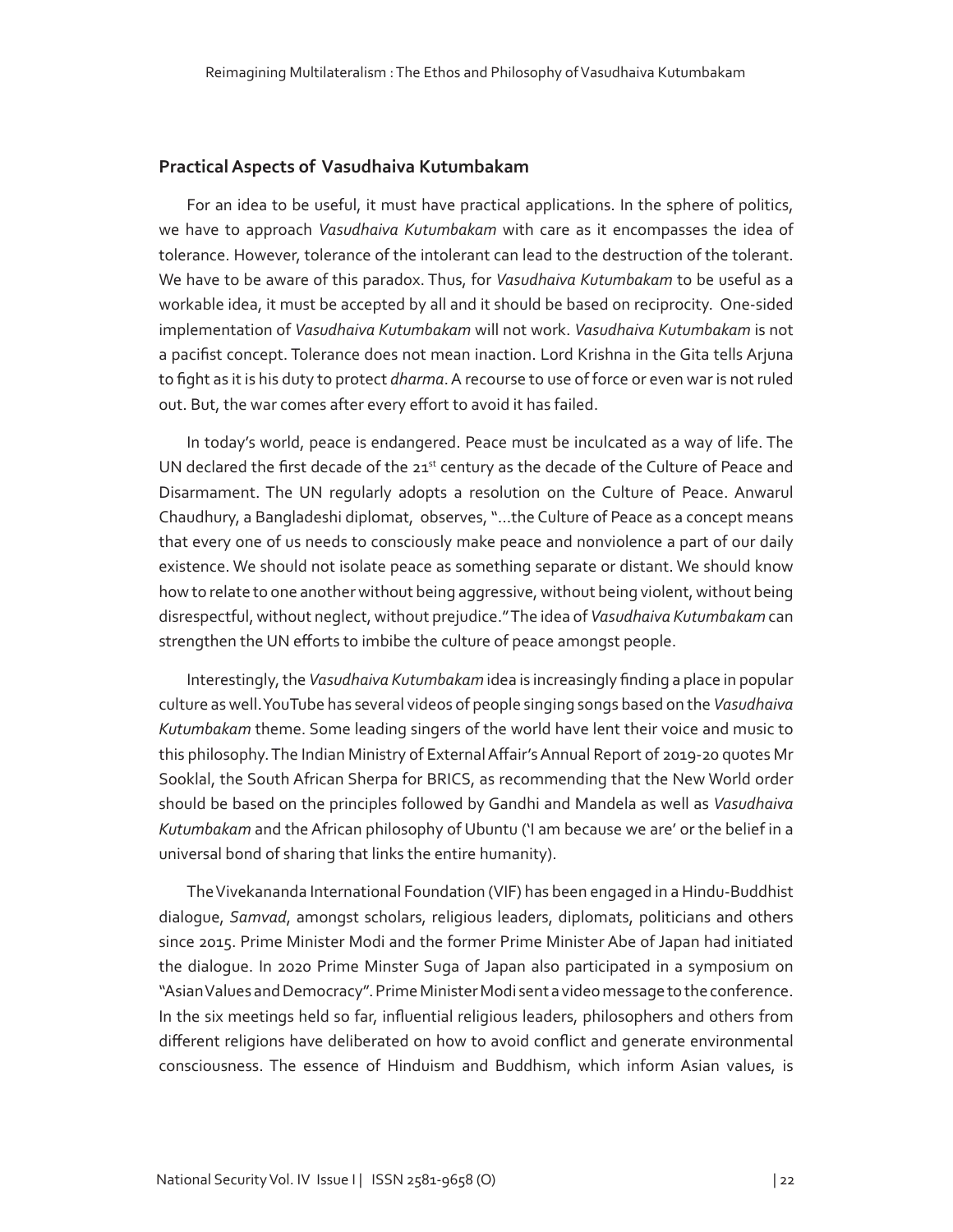## Practical Aspects of Vasudhaiva Kutumbakam

For an idea to be useful, it must have practical applications. In the sphere of politics, we have to approach *Vasudhaiva Kutumbakam* with care as it encompasses the idea of tolerance. However, tolerance of the intolerant can lead to the destruction of the tolerant. We have to be aware of this paradox. Thus, for *Vasudhaiva Kutumbakam* to be useful as a workable idea, it must be accepted by all and it should be based on reciprocity. One-sided implementation of *Vasudhaiva Kutumbakam* will not work. *Vasudhaiva Kutumbakam* is not a pacifist concept. Tolerance does not mean inaction. Lord Krishna in the Gita tells Arjuna to fight as it is his duty to protect *dharma*. A recourse to use of force or even war is not ruled out. But, the war comes after every effort to avoid it has failed.

In today's world, peace is endangered. Peace must be inculcated as a way of life. The UN declared the first decade of the 21st century as the decade of the Culture of Peace and Disarmament. The UN regularly adopts a resolution on the Culture of Peace. Anwarul Chaudhury, a Bangladeshi diplomat, observes, "...the Culture of Peace as a concept means that every one of us needs to consciously make peace and nonviolence a part of our daily existence. We should not isolate peace as something separate or distant. We should know how to relate to one another without being aggressive, without being violent, without being disrespectful, without neglect, without prejudice." The idea of *Vasudhaiva Kutumbakam* can strengthen the UN efforts to imbibe the culture of peace amongst people.

Interestingly, the *Vasudhaiva Kutumbakam* idea is increasingly finding a place in popular culture as well. YouTube has several videos of people singing songs based on the *Vasudhaiva Kutumbakam* theme. Some leading singers of the world have lent their voice and music to this philosophy. The Indian Ministry of External Affair's Annual Report of 2019-20 quotes Mr Sooklal, the South African Sherpa for BRICS, as recommending that the New World order should be based on the principles followed by Gandhi and Mandela as well as *Vasudhaiva Kutumbakam* and the African philosophy of Ubuntu ('I am because we are' or the belief in a universal bond of sharing that links the entire humanity).

The Vivekananda International Foundation (VIF) has been engaged in a Hindu-Buddhist dialogue, *Samvad*, amongst scholars, religious leaders, diplomats, politicians and others since 2015. Prime Minister Modi and the former Prime Minister Abe of Japan had initiated the dialogue. In 2020 Prime Minster Suga of Japan also participated in a symposium on "Asian Values and Democracy". Prime Minister Modi sent a video message to the conference. In the six meetings held so far, influential religious leaders, philosophers and others from different religions have deliberated on how to avoid conflict and generate environmental consciousness. The essence of Hinduism and Buddhism, which inform Asian values, is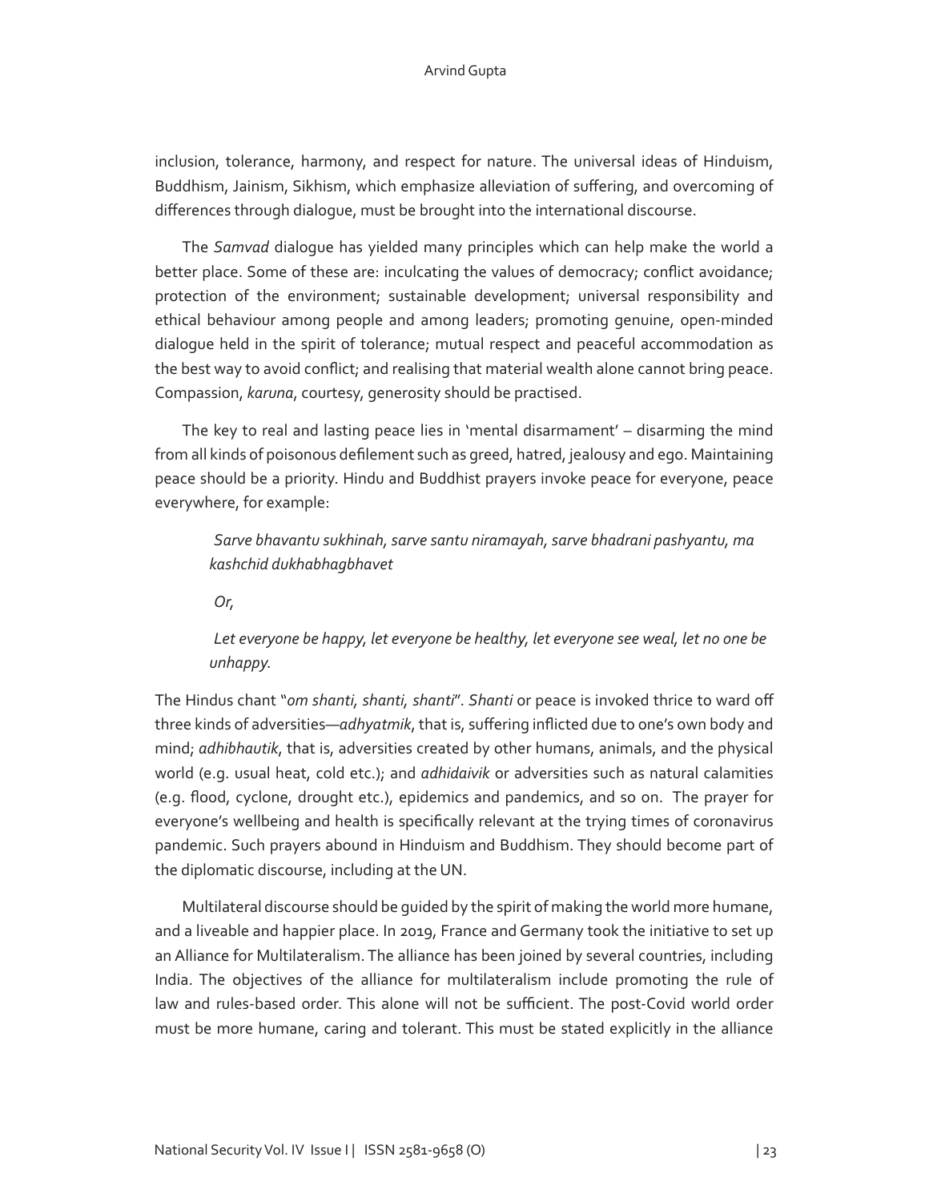inclusion, tolerance, harmony, and respect for nature. The universal ideas of Hinduism, Buddhism, Jainism, Sikhism, which emphasize alleviation of suffering, and overcoming of differences through dialogue, must be brought into the international discourse.

The *Samvad* dialogue has yielded many principles which can help make the world a better place. Some of these are: inculcating the values of democracy; conflict avoidance; protection of the environment; sustainable development; universal responsibility and ethical behaviour among people and among leaders; promoting genuine, open-minded dialogue held in the spirit of tolerance; mutual respect and peaceful accommodation as the best way to avoid conflict; and realising that material wealth alone cannot bring peace. Compassion, *karuna*, courtesy, generosity should be practised.

The key to real and lasting peace lies in 'mental disarmament' – disarming the mind from all kinds of poisonous defilement such as greed, hatred, jealousy and ego. Maintaining peace should be a priority. Hindu and Buddhist prayers invoke peace for everyone, peace everywhere, for example:

> *Sarve bhavantu sukhinah, sarve santu niramayah, sarve bhadrani pashyantu, ma kashchid dukhabhagbhavet*
>
> *Or,*
>
> *Let everyone be happy, let everyone be healthy, let everyone see weal, let no one be unhappy.*

The Hindus chant "*om shanti, shanti, shanti*". *Shanti* or peace is invoked thrice to ward off three kinds of adversities—*adhyatmik*, that is, suffering inflicted due to one's own body and mind; *adhibhautik*, that is, adversities created by other humans, animals, and the physical world (e.g. usual heat, cold etc.); and *adhidaivik* or adversities such as natural calamities (e.g. flood, cyclone, drought etc.), epidemics and pandemics, and so on. The prayer for everyone's wellbeing and health is specifically relevant at the trying times of coronavirus pandemic. Such prayers abound in Hinduism and Buddhism. They should become part of the diplomatic discourse, including at the UN.

Multilateral discourse should be guided by the spirit of making the world more humane, and a liveable and happier place. In 2019, France and Germany took the initiative to set up an Alliance for Multilateralism. The alliance has been joined by several countries, including India. The objectives of the alliance for multilateralism include promoting the rule of law and rules-based order. This alone will not be sufficient. The post-Covid world order must be more humane, caring and tolerant. This must be stated explicitly in the alliance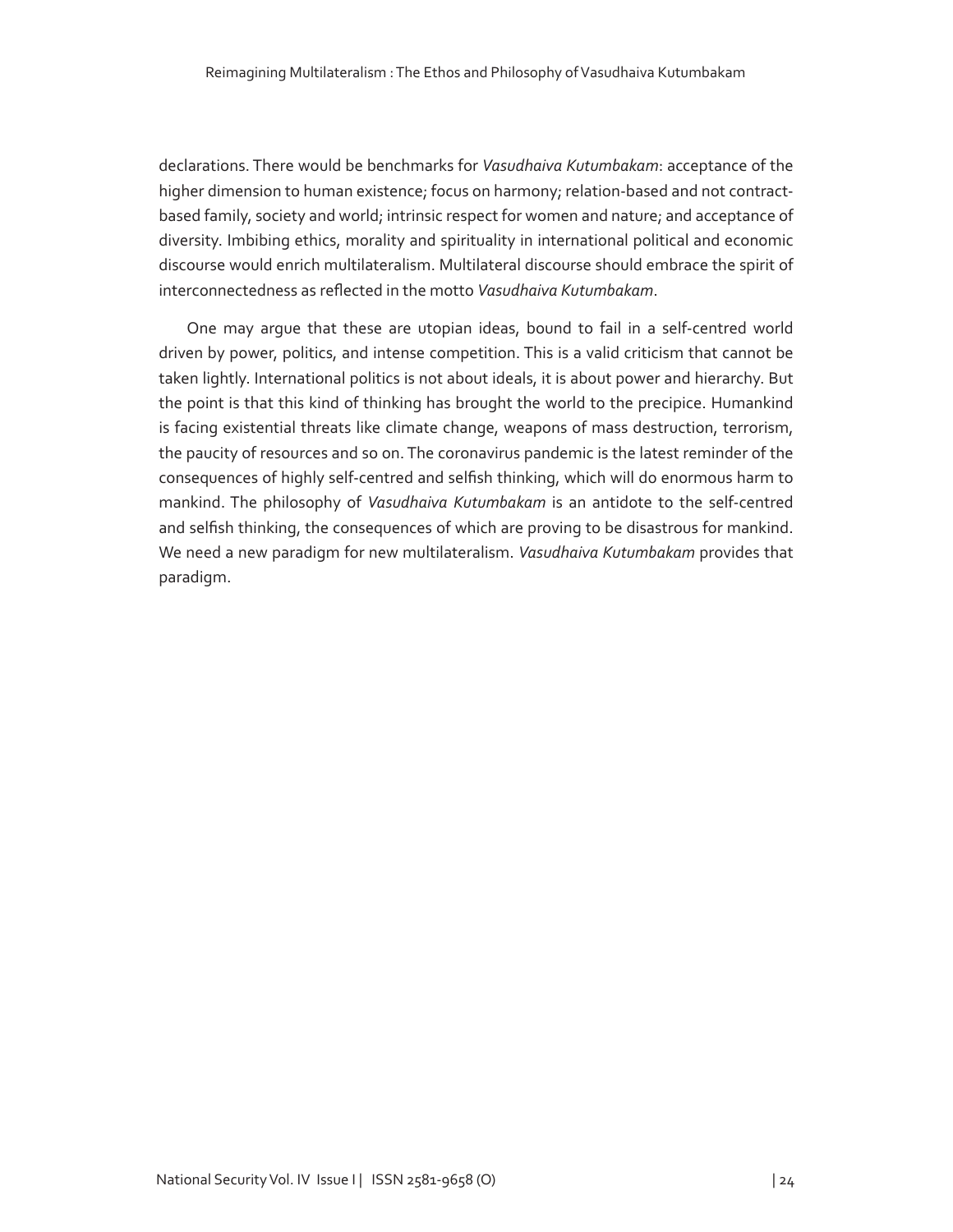declarations. There would be benchmarks for *Vasudhaiva Kutumbakam*: acceptance of the higher dimension to human existence; focus on harmony; relation-based and not contract-based family, society and world; intrinsic respect for women and nature; and acceptance of diversity. Imbibing ethics, morality and spirituality in international political and economic discourse would enrich multilateralism. Multilateral discourse should embrace the spirit of interconnectedness as reflected in the motto *Vasudhaiva Kutumbakam*.

One may argue that these are utopian ideas, bound to fail in a self-centred world driven by power, politics, and intense competition. This is a valid criticism that cannot be taken lightly. International politics is not about ideals, it is about power and hierarchy. But the point is that this kind of thinking has brought the world to the precipice. Humankind is facing existential threats like climate change, weapons of mass destruction, terrorism, the paucity of resources and so on. The coronavirus pandemic is the latest reminder of the consequences of highly self-centred and selfish thinking, which will do enormous harm to mankind. The philosophy of *Vasudhaiva Kutumbakam* is an antidote to the self-centred and selfish thinking, the consequences of which are proving to be disastrous for mankind. We need a new paradigm for new multilateralism. *Vasudhaiva Kutumbakam* provides that paradigm.